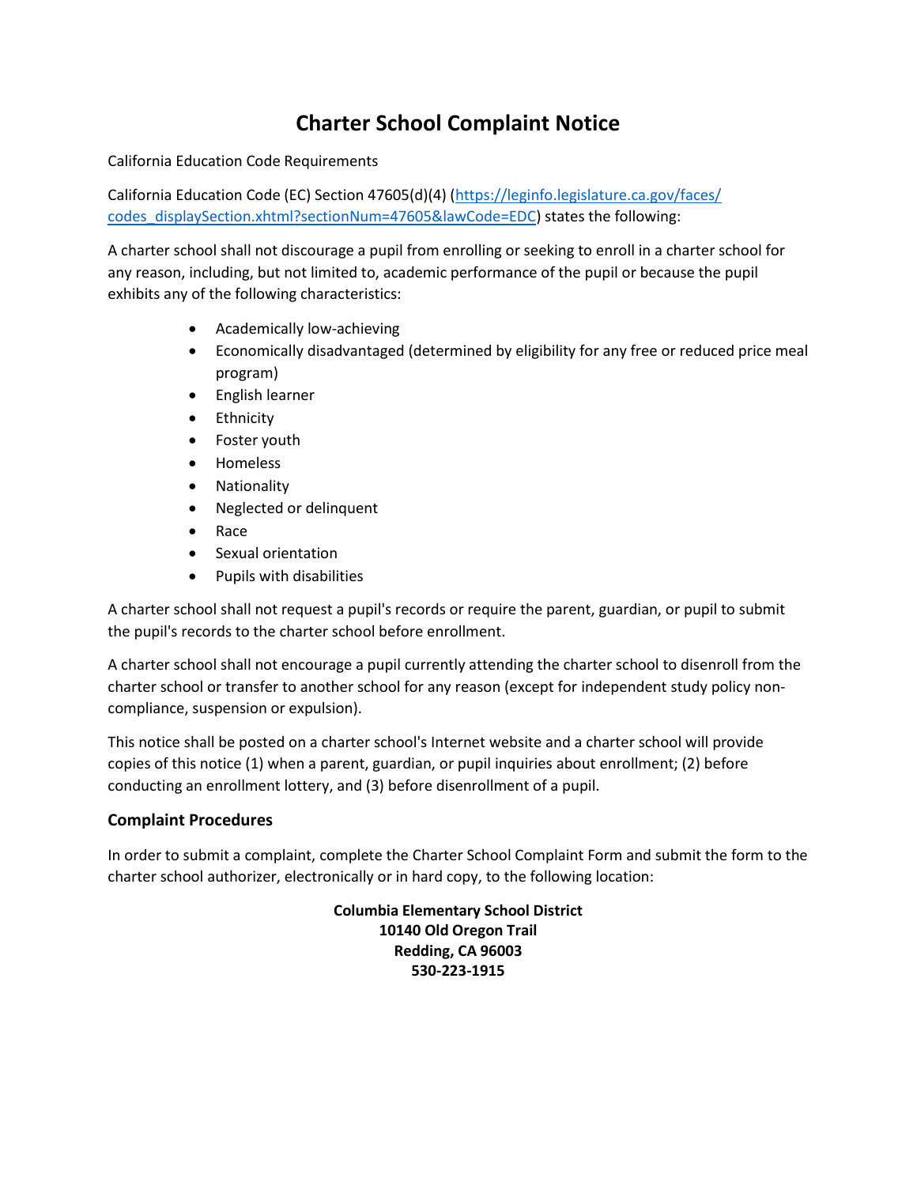# Charter School Complaint Notice

California Education Code Requirements

California Education Code (EC) Section 47605(d)(4) ([https://leginfo.legislature.ca.gov/faces/codes_displaySection.xhtml?sectionNum=47605&lawCode=EDC](https://leginfo.legislature.ca.gov/faces/codes_displaySection.xhtml?sectionNum=47605&lawCode=EDC)) states the following:

A charter school shall not discourage a pupil from enrolling or seeking to enroll in a charter school for any reason, including, but not limited to, academic performance of the pupil or because the pupil exhibits any of the following characteristics:

- Academically low-achieving
- Economically disadvantaged (determined by eligibility for any free or reduced price meal program)
- English learner
- Ethnicity
- Foster youth
- Homeless
- Nationality
- Neglected or delinquent
- Race
- Sexual orientation
- Pupils with disabilities

A charter school shall not request a pupil's records or require the parent, guardian, or pupil to submit the pupil's records to the charter school before enrollment.

A charter school shall not encourage a pupil currently attending the charter school to disenroll from the charter school or transfer to another school for any reason (except for independent study policy non-compliance, suspension or expulsion).

This notice shall be posted on a charter school's Internet website and a charter school will provide copies of this notice (1) when a parent, guardian, or pupil inquiries about enrollment; (2) before conducting an enrollment lottery, and (3) before disenrollment of a pupil.

### Complaint Procedures

In order to submit a complaint, complete the Charter School Complaint Form and submit the form to the charter school authorizer, electronically or in hard copy, to the following location:

**Columbia Elementary School District**
**10140 Old Oregon Trail**
**Redding, CA 96003**
**530-223-1915**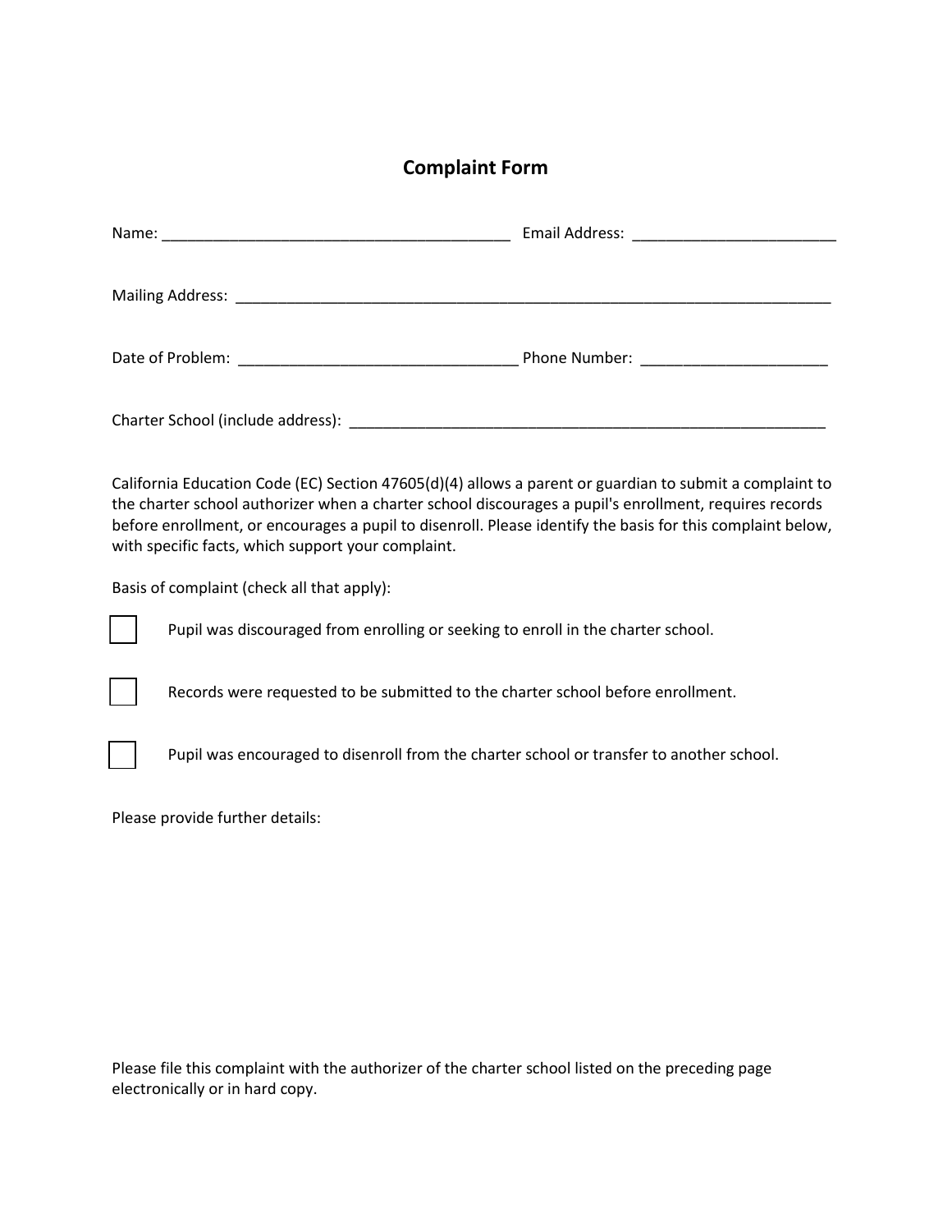# Complaint Form

Name: ________________________________________ Email Address: _______________________

Mailing Address: _____________________________________________________________________

Date of Problem: ________________________________ Phone Number: _____________________

Charter School (include address): _______________________________________________________

California Education Code (EC) Section 47605(d)(4) allows a parent or guardian to submit a complaint to the charter school authorizer when a charter school discourages a pupil's enrollment, requires records before enrollment, or encourages a pupil to disenroll. Please identify the basis for this complaint below, with specific facts, which support your complaint.

Basis of complaint (check all that apply):

- [ ] Pupil was discouraged from enrolling or seeking to enroll in the charter school.
- [ ] Records were requested to be submitted to the charter school before enrollment.
- [ ] Pupil was encouraged to disenroll from the charter school or transfer to another school.

Please provide further details:

Please file this complaint with the authorizer of the charter school listed on the preceding page electronically or in hard copy.